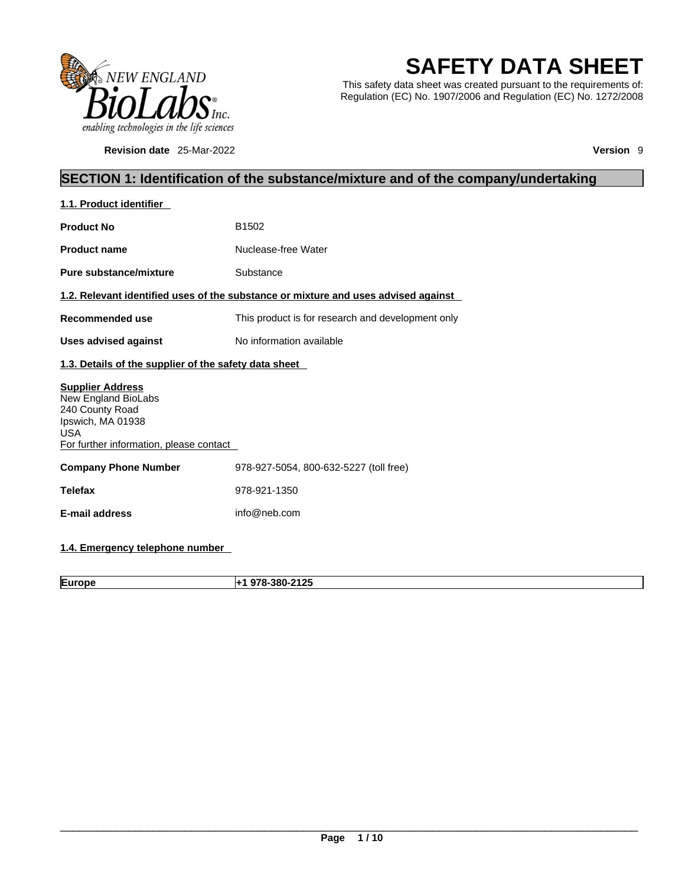# SAFETY DATA SHEET

This safety data sheet was created pursuant to the requirements of: Regulation (EC) No. 1907/2006 and Regulation (EC) No. 1272/2008

**Revision date** 25-Mar-2022 **Version** 9

## SECTION 1: Identification of the substance/mixture and of the company/undertaking

### 1.1. Product identifier

**Product No** B1502

**Product name** Nuclease-free Water

**Pure substance/mixture** Substance

### 1.2. Relevant identified uses of the substance or mixture and uses advised against

**Recommended use** This product is for research and development only

**Uses advised against** No information available

### 1.3. Details of the supplier of the safety data sheet

**Supplier Address**
New England BioLabs
240 County Road
Ipswich, MA 01938
USA
For further information, please contact

**Company Phone Number** 978-927-5054, 800-632-5227 (toll free)

**Telefax** 978-921-1350

**E-mail address** info@neb.com

### 1.4. Emergency telephone number

| **Europe** | **+1 978-380-2125** |
|---|---|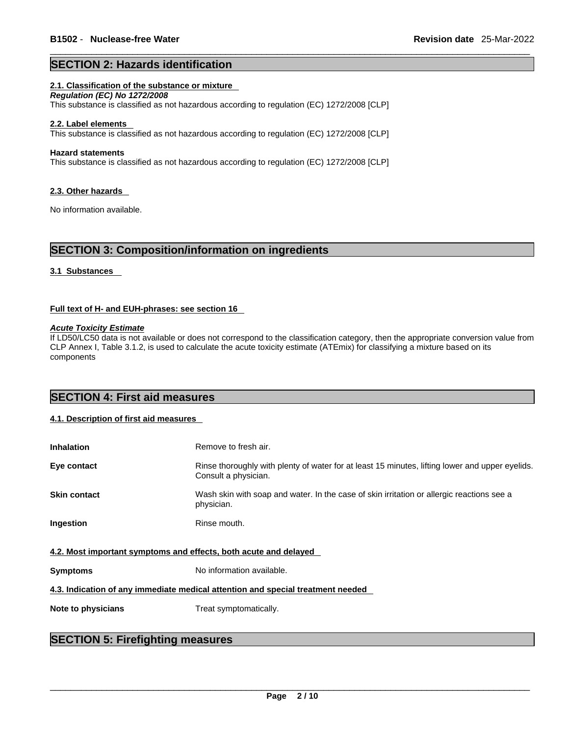## SECTION 2: Hazards identification

### 2.1. Classification of the substance or mixture

***Regulation (EC) No 1272/2008***

This substance is classified as not hazardous according to regulation (EC) 1272/2008 [CLP]

### 2.2. Label elements

This substance is classified as not hazardous according to regulation (EC) 1272/2008 [CLP]

**Hazard statements**

This substance is classified as not hazardous according to regulation (EC) 1272/2008 [CLP]

### 2.3. Other hazards

No information available.

## SECTION 3: Composition/information on ingredients

### 3.1 Substances

**Full text of H- and EUH-phrases: see section 16**

***Acute Toxicity Estimate***

If LD50/LC50 data is not available or does not correspond to the classification category, then the appropriate conversion value from CLP Annex I, Table 3.1.2, is used to calculate the acute toxicity estimate (ATEmix) for classifying a mixture based on its components

## SECTION 4: First aid measures

### 4.1. Description of first aid measures

**Inhalation** Remove to fresh air.

**Eye contact** Rinse thoroughly with plenty of water for at least 15 minutes, lifting lower and upper eyelids. Consult a physician.

**Skin contact** Wash skin with soap and water. In the case of skin irritation or allergic reactions see a physician.

**Ingestion** Rinse mouth.

### 4.2. Most important symptoms and effects, both acute and delayed

**Symptoms** No information available.

### 4.3. Indication of any immediate medical attention and special treatment needed

**Note to physicians** Treat symptomatically.

## SECTION 5: Firefighting measures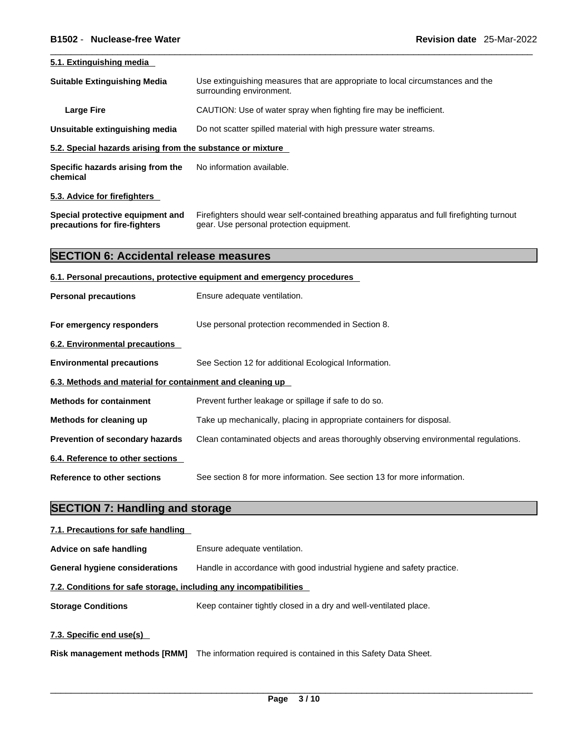### 5.1. Extinguishing media

**Suitable Extinguishing Media** Use extinguishing measures that are appropriate to local circumstances and the surrounding environment.

**Large Fire** CAUTION: Use of water spray when fighting fire may be inefficient.

**Unsuitable extinguishing media** Do not scatter spilled material with high pressure water streams.

### 5.2. Special hazards arising from the substance or mixture

**Specific hazards arising from the chemical** No information available.

### 5.3. Advice for firefighters

**Special protective equipment and precautions for fire-fighters** Firefighters should wear self-contained breathing apparatus and full firefighting turnout gear. Use personal protection equipment.

## SECTION 6: Accidental release measures

### 6.1. Personal precautions, protective equipment and emergency procedures

**Personal precautions** Ensure adequate ventilation.

**For emergency responders** Use personal protection recommended in Section 8.

### 6.2. Environmental precautions

**Environmental precautions** See Section 12 for additional Ecological Information.

### 6.3. Methods and material for containment and cleaning up

**Methods for containment** Prevent further leakage or spillage if safe to do so.

**Methods for cleaning up** Take up mechanically, placing in appropriate containers for disposal.

**Prevention of secondary hazards** Clean contaminated objects and areas thoroughly observing environmental regulations.

### 6.4. Reference to other sections

**Reference to other sections** See section 8 for more information. See section 13 for more information.

## SECTION 7: Handling and storage

### 7.1. Precautions for safe handling

**Advice on safe handling** Ensure adequate ventilation.

**General hygiene considerations** Handle in accordance with good industrial hygiene and safety practice.

### 7.2. Conditions for safe storage, including any incompatibilities

**Storage Conditions** Keep container tightly closed in a dry and well-ventilated place.

### 7.3. Specific end use(s)

**Risk management methods [RMM]** The information required is contained in this Safety Data Sheet.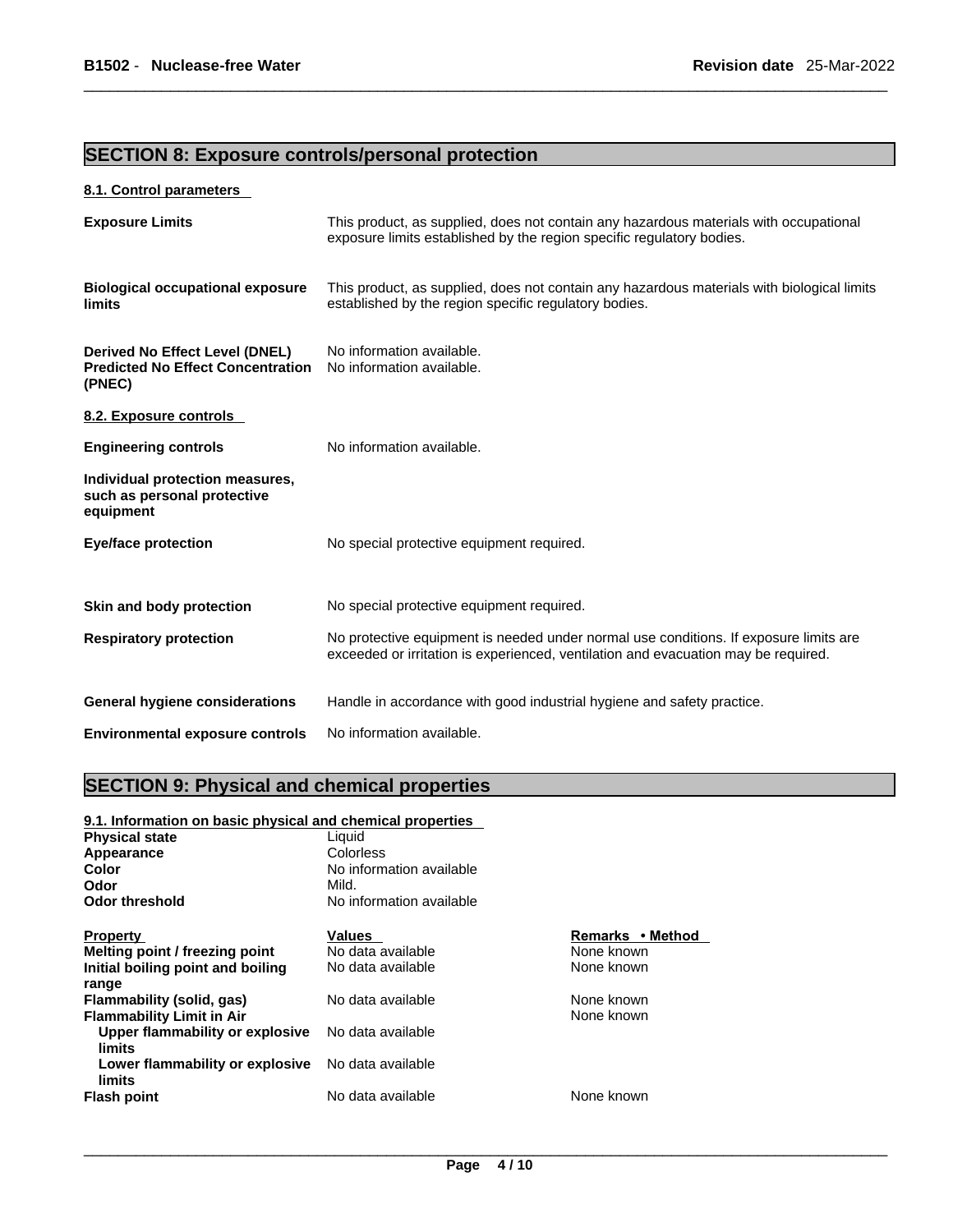## SECTION 8: Exposure controls/personal protection

### 8.1. Control parameters

| | |
|---|---|
| **Exposure Limits** | This product, as supplied, does not contain any hazardous materials with occupational exposure limits established by the region specific regulatory bodies. |
| **Biological occupational exposure limits** | This product, as supplied, does not contain any hazardous materials with biological limits established by the region specific regulatory bodies. |
| **Derived No Effect Level (DNEL)** | No information available. |
| **Predicted No Effect Concentration (PNEC)** | No information available. |

### 8.2. Exposure controls

| | |
|---|---|
| **Engineering controls** | No information available. |
| **Individual protection measures, such as personal protective equipment** | |
| **Eye/face protection** | No special protective equipment required. |
| **Skin and body protection** | No special protective equipment required. |
| **Respiratory protection** | No protective equipment is needed under normal use conditions. If exposure limits are exceeded or irritation is experienced, ventilation and evacuation may be required. |
| **General hygiene considerations** | Handle in accordance with good industrial hygiene and safety practice. |
| **Environmental exposure controls** | No information available. |

## SECTION 9: Physical and chemical properties

### 9.1. Information on basic physical and chemical properties

| | |
|---|---|
| **Physical state** | Liquid |
| **Appearance** | Colorless |
| **Color** | No information available |
| **Odor** | Mild. |
| **Odor threshold** | No information available |

| Property | Values | Remarks • Method |
|---|---|---|
| **Melting point / freezing point** | No data available | None known |
| **Initial boiling point and boiling range** | No data available | None known |
| **Flammability (solid, gas)** | No data available | None known |
| **Flammability Limit in Air** | | None known |
| **Upper flammability or explosive limits** | No data available | |
| **Lower flammability or explosive limits** | No data available | |
| **Flash point** | No data available | None known |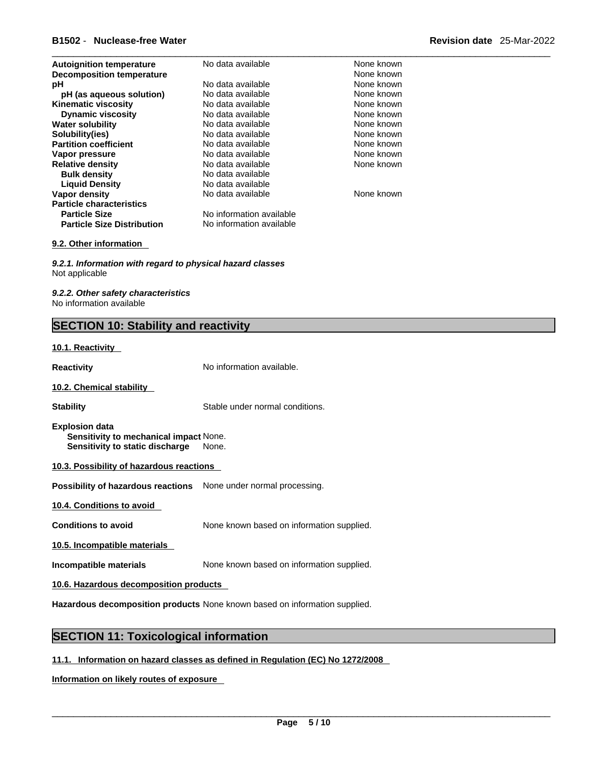| | | |
|---|---|---|
| **Autoignition temperature** | No data available | None known |
| **Decomposition temperature** | | None known |
| **pH** | No data available | None known |
| **pH (as aqueous solution)** | No data available | None known |
| **Kinematic viscosity** | No data available | None known |
| **Dynamic viscosity** | No data available | None known |
| **Water solubility** | No data available | None known |
| **Solubility(ies)** | No data available | None known |
| **Partition coefficient** | No data available | None known |
| **Vapor pressure** | No data available | None known |
| **Relative density** | No data available | None known |
| **Bulk density** | No data available | |
| **Liquid Density** | No data available | |
| **Vapor density** | No data available | None known |
| **Particle characteristics** | | |
| **Particle Size** | No information available | |
| **Particle Size Distribution** | No information available | |

### 9.2. Other information

***9.2.1. Information with regard to physical hazard classes***
Not applicable

***9.2.2. Other safety characteristics***
No information available

## SECTION 10: Stability and reactivity

### 10.1. Reactivity

**Reactivity** No information available.

### 10.2. Chemical stability

**Stability** Stable under normal conditions.

**Explosion data**
**Sensitivity to mechanical impact** None.
**Sensitivity to static discharge** None.

### 10.3. Possibility of hazardous reactions

**Possibility of hazardous reactions** None under normal processing.

### 10.4. Conditions to avoid

**Conditions to avoid** None known based on information supplied.

### 10.5. Incompatible materials

**Incompatible materials** None known based on information supplied.

### 10.6. Hazardous decomposition products

**Hazardous decomposition products** None known based on information supplied.

## SECTION 11: Toxicological information

### 11.1. Information on hazard classes as defined in Regulation (EC) No 1272/2008

**Information on likely routes of exposure**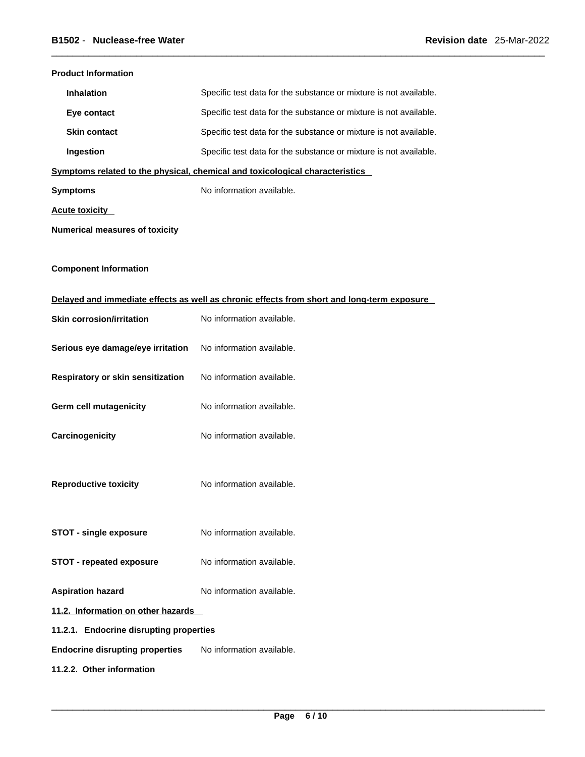**Product Information**

| | |
|---|---|
| **Inhalation** | Specific test data for the substance or mixture is not available. |
| **Eye contact** | Specific test data for the substance or mixture is not available. |
| **Skin contact** | Specific test data for the substance or mixture is not available. |
| **Ingestion** | Specific test data for the substance or mixture is not available. |

**Symptoms related to the physical, chemical and toxicological characteristics**

**Symptoms** No information available.

**Acute toxicity**

**Numerical measures of toxicity**

**Component Information**

**Delayed and immediate effects as well as chronic effects from short and long-term exposure**

| | |
|---|---|
| **Skin corrosion/irritation** | No information available. |
| **Serious eye damage/eye irritation** | No information available. |
| **Respiratory or skin sensitization** | No information available. |
| **Germ cell mutagenicity** | No information available. |
| **Carcinogenicity** | No information available. |
| **Reproductive toxicity** | No information available. |
| **STOT - single exposure** | No information available. |
| **STOT - repeated exposure** | No information available. |
| **Aspiration hazard** | No information available. |

**11.2. Information on other hazards**

**11.2.1. Endocrine disrupting properties**

**Endocrine disrupting properties** No information available.

**11.2.2. Other information**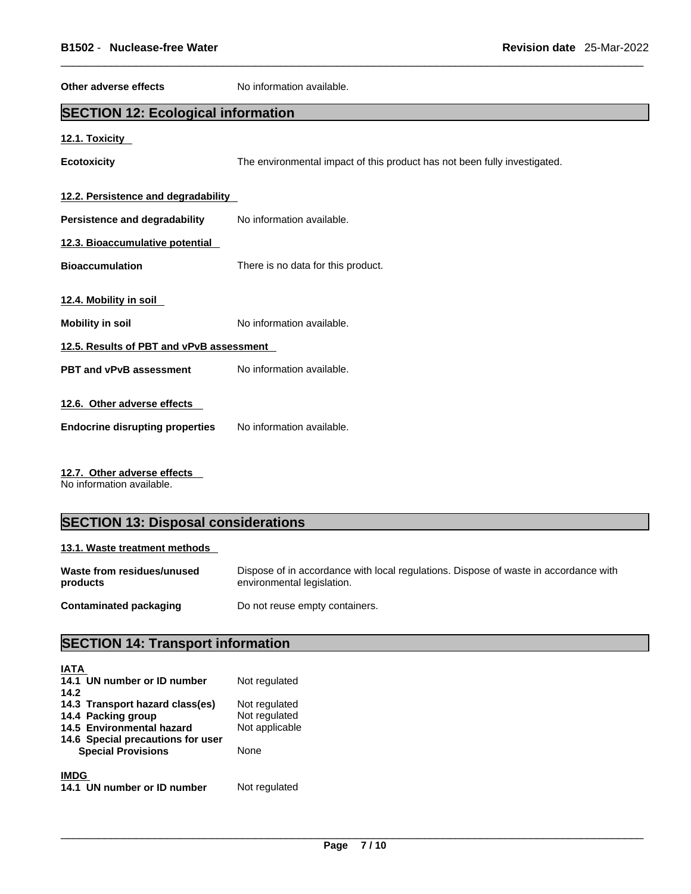**Other adverse effects** No information available.

## SECTION 12: Ecological information

### 12.1. Toxicity

**Ecotoxicity** The environmental impact of this product has not been fully investigated.

### 12.2. Persistence and degradability

**Persistence and degradability** No information available.

### 12.3. Bioaccumulative potential

**Bioaccumulation** There is no data for this product.

### 12.4. Mobility in soil

**Mobility in soil** No information available.

### 12.5. Results of PBT and vPvB assessment

**PBT and vPvB assessment** No information available.

### 12.6. Other adverse effects

**Endocrine disrupting properties** No information available.

### 12.7. Other adverse effects

No information available.

## SECTION 13: Disposal considerations

### 13.1. Waste treatment methods

**Waste from residues/unused products** Dispose of in accordance with local regulations. Dispose of waste in accordance with environmental legislation.

**Contaminated packaging** Do not reuse empty containers.

## SECTION 14: Transport information

**IATA**

**14.1 UN number or ID number** Not regulated
**14.2**
**14.3 Transport hazard class(es)** Not regulated
**14.4 Packing group** Not regulated
**14.5 Environmental hazard** Not applicable
**14.6 Special precautions for user**
**Special Provisions** None

**IMDG**

**14.1 UN number or ID number** Not regulated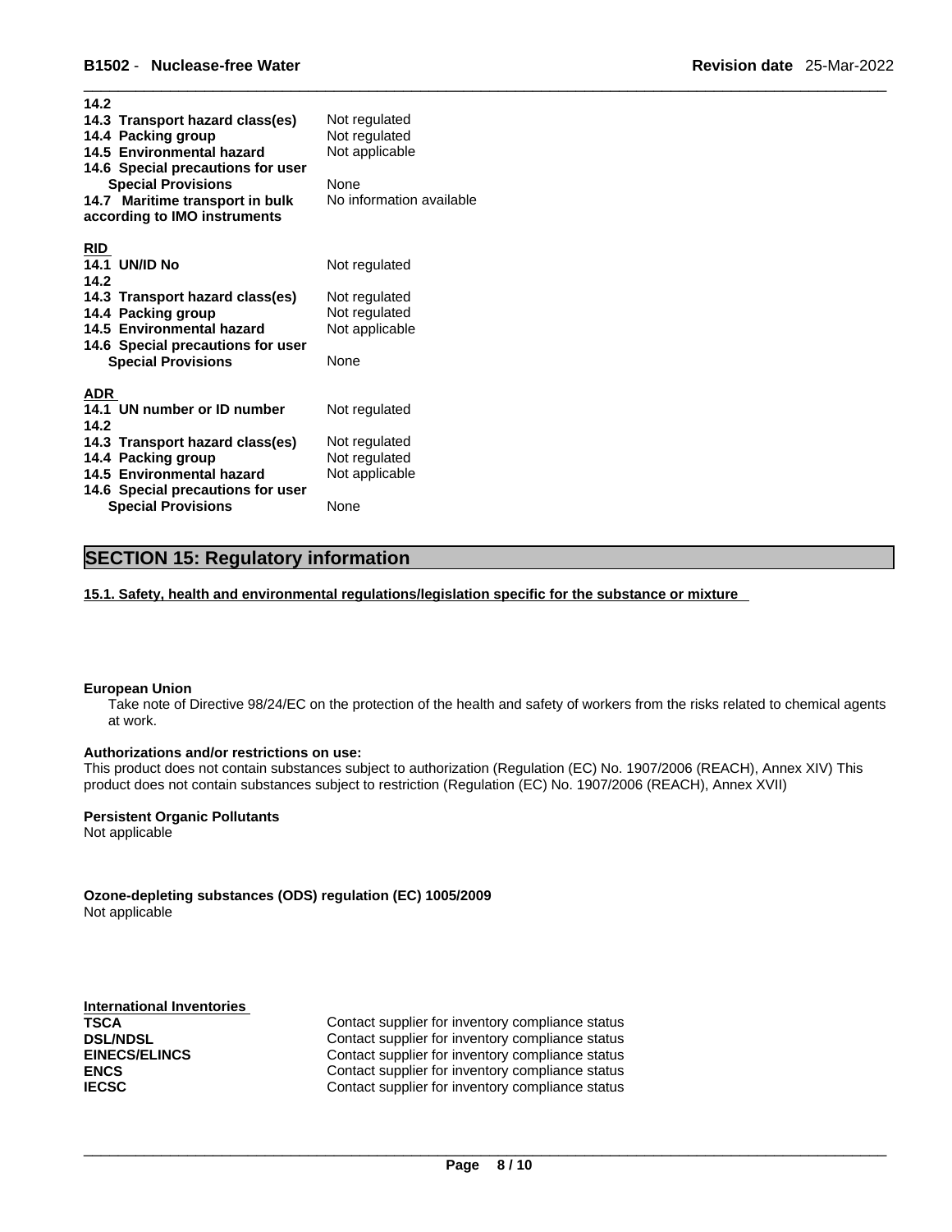| | |
|---|---|
| **14.2** | |
| **14.3 Transport hazard class(es)** | Not regulated |
| **14.4 Packing group** | Not regulated |
| **14.5 Environmental hazard** | Not applicable |
| **14.6 Special precautions for user** | |
| **Special Provisions** | None |
| **14.7 Maritime transport in bulk according to IMO instruments** | No information available |

**RID**

| | |
|---|---|
| **14.1 UN/ID No** | Not regulated |
| **14.2** | |
| **14.3 Transport hazard class(es)** | Not regulated |
| **14.4 Packing group** | Not regulated |
| **14.5 Environmental hazard** | Not applicable |
| **14.6 Special precautions for user** | |
| **Special Provisions** | None |

**ADR**

| | |
|---|---|
| **14.1 UN number or ID number** | Not regulated |
| **14.2** | |
| **14.3 Transport hazard class(es)** | Not regulated |
| **14.4 Packing group** | Not regulated |
| **14.5 Environmental hazard** | Not applicable |
| **14.6 Special precautions for user** | |
| **Special Provisions** | None |

## SECTION 15: Regulatory information

**15.1. Safety, health and environmental regulations/legislation specific for the substance or mixture**

**European Union**

Take note of Directive 98/24/EC on the protection of the health and safety of workers from the risks related to chemical agents at work.

**Authorizations and/or restrictions on use:**

This product does not contain substances subject to authorization (Regulation (EC) No. 1907/2006 (REACH), Annex XIV) This product does not contain substances subject to restriction (Regulation (EC) No. 1907/2006 (REACH), Annex XVII)

**Persistent Organic Pollutants**

Not applicable

**Ozone-depleting substances (ODS) regulation (EC) 1005/2009**

Not applicable

**International Inventories**

| | |
|---|---|
| **TSCA** | Contact supplier for inventory compliance status |
| **DSL/NDSL** | Contact supplier for inventory compliance status |
| **EINECS/ELINCS** | Contact supplier for inventory compliance status |
| **ENCS** | Contact supplier for inventory compliance status |
| **IECSC** | Contact supplier for inventory compliance status |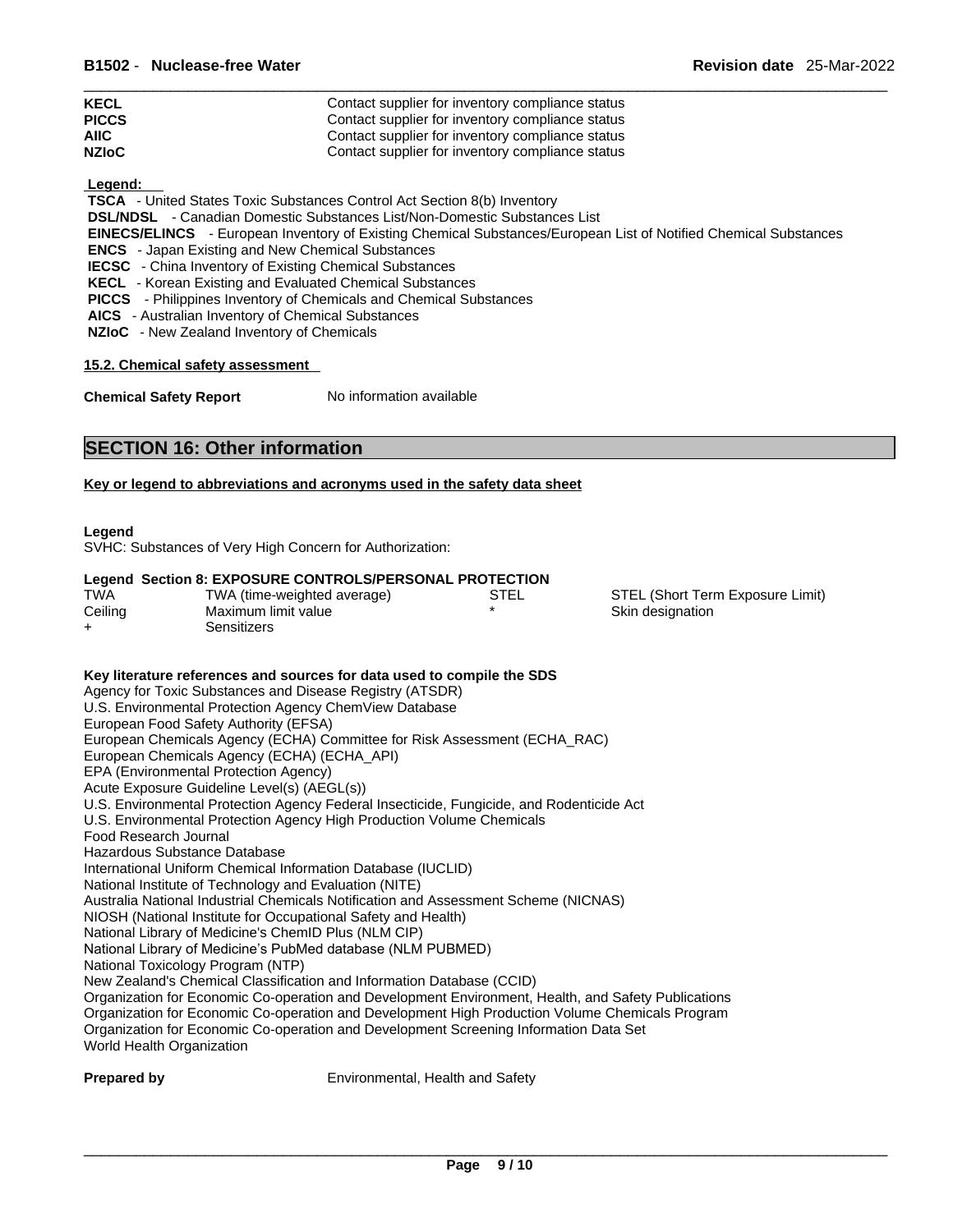| | |
|---|---|
| **KECL** | Contact supplier for inventory compliance status |
| **PICCS** | Contact supplier for inventory compliance status |
| **AIIC** | Contact supplier for inventory compliance status |
| **NZIoC** | Contact supplier for inventory compliance status |

**Legend:**

**TSCA** - United States Toxic Substances Control Act Section 8(b) Inventory
**DSL/NDSL** - Canadian Domestic Substances List/Non-Domestic Substances List
**EINECS/ELINCS** - European Inventory of Existing Chemical Substances/European List of Notified Chemical Substances
**ENCS** - Japan Existing and New Chemical Substances
**IECSC** - China Inventory of Existing Chemical Substances
**KECL** - Korean Existing and Evaluated Chemical Substances
**PICCS** - Philippines Inventory of Chemicals and Chemical Substances
**AICS** - Australian Inventory of Chemical Substances
**NZIoC** - New Zealand Inventory of Chemicals

### 15.2. Chemical safety assessment

**Chemical Safety Report** No information available

## SECTION 16: Other information

### Key or legend to abbreviations and acronyms used in the safety data sheet

**Legend**
SVHC: Substances of Very High Concern for Authorization:

**Legend Section 8: EXPOSURE CONTROLS/PERSONAL PROTECTION**

| | | | |
|---|---|---|---|
| TWA | TWA (time-weighted average) | STEL | STEL (Short Term Exposure Limit) |
| Ceiling | Maximum limit value | * | Skin designation |
| + | Sensitizers | | |

**Key literature references and sources for data used to compile the SDS**
Agency for Toxic Substances and Disease Registry (ATSDR)
U.S. Environmental Protection Agency ChemView Database
European Food Safety Authority (EFSA)
European Chemicals Agency (ECHA) Committee for Risk Assessment (ECHA_RAC)
European Chemicals Agency (ECHA) (ECHA_API)
EPA (Environmental Protection Agency)
Acute Exposure Guideline Level(s) (AEGL(s))
U.S. Environmental Protection Agency Federal Insecticide, Fungicide, and Rodenticide Act
U.S. Environmental Protection Agency High Production Volume Chemicals
Food Research Journal
Hazardous Substance Database
International Uniform Chemical Information Database (IUCLID)
National Institute of Technology and Evaluation (NITE)
Australia National Industrial Chemicals Notification and Assessment Scheme (NICNAS)
NIOSH (National Institute for Occupational Safety and Health)
National Library of Medicine's ChemID Plus (NLM CIP)
National Library of Medicine's PubMed database (NLM PUBMED)
National Toxicology Program (NTP)
New Zealand's Chemical Classification and Information Database (CCID)
Organization for Economic Co-operation and Development Environment, Health, and Safety Publications
Organization for Economic Co-operation and Development High Production Volume Chemicals Program
Organization for Economic Co-operation and Development Screening Information Data Set
World Health Organization

**Prepared by** Environmental, Health and Safety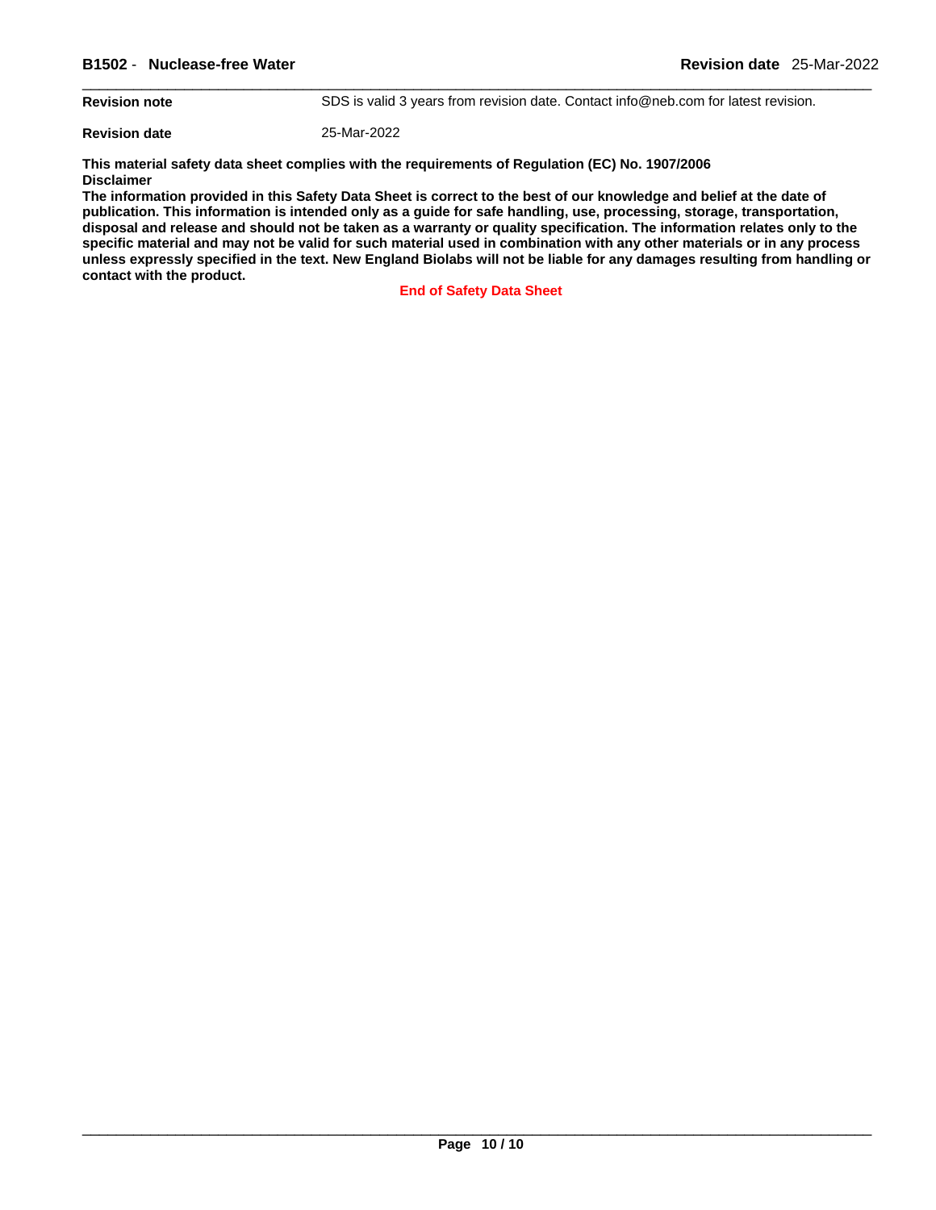| | |
|---|---|
| **Revision note** | SDS is valid 3 years from revision date. Contact info@neb.com for latest revision. |
| **Revision date** | 25-Mar-2022 |

**This material safety data sheet complies with the requirements of Regulation (EC) No. 1907/2006**

**Disclaimer**

**The information provided in this Safety Data Sheet is correct to the best of our knowledge and belief at the date of publication. This information is intended only as a guide for safe handling, use, processing, storage, transportation, disposal and release and should not be taken as a warranty or quality specification. The information relates only to the specific material and may not be valid for such material used in combination with any other materials or in any process unless expressly specified in the text. New England Biolabs will not be liable for any damages resulting from handling or contact with the product.**

**End of Safety Data Sheet**